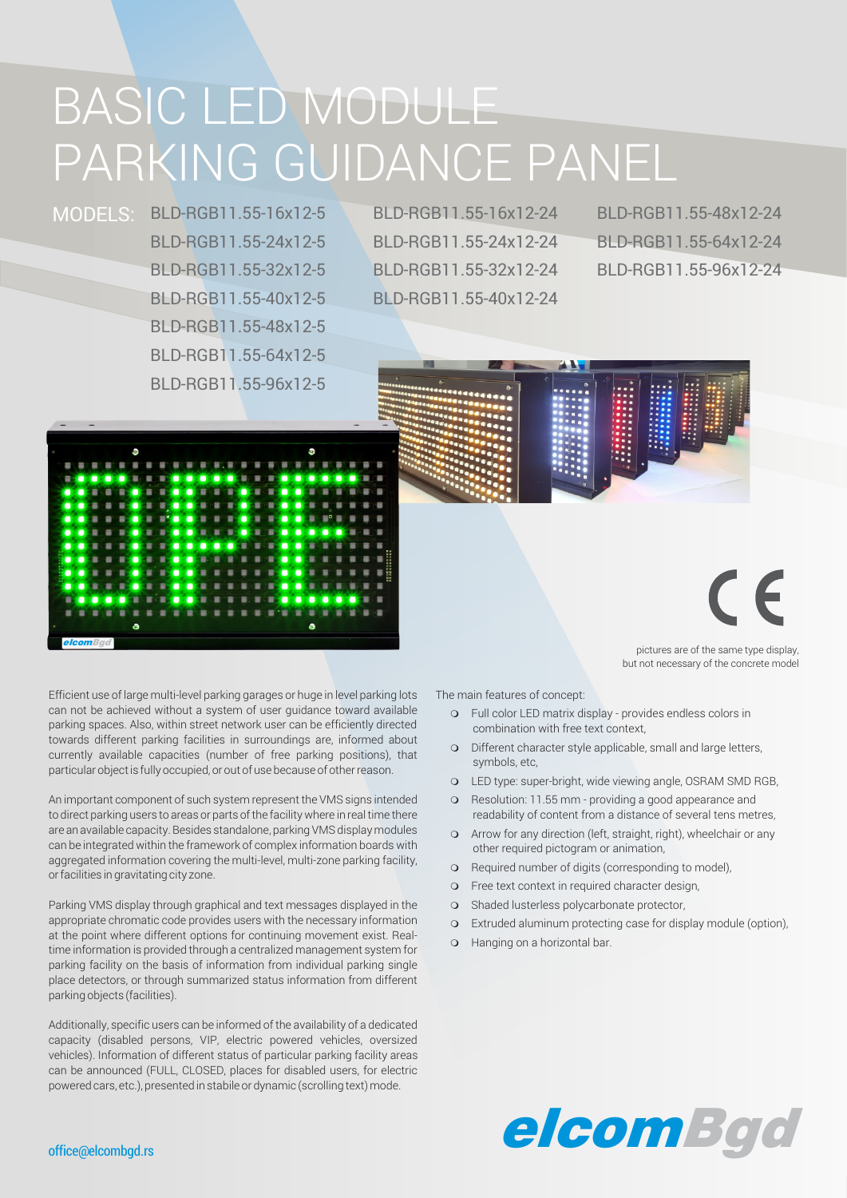# BASIC LED MODULE PARKING GUIDANCE PANEL

MODELS:

BLD-RGB11.55-16x12-5
BLD-RGB11.55-24x12-5
BLD-RGB11.55-32x12-5
BLD-RGB11.55-40x12-5
BLD-RGB11.55-48x12-5
BLD-RGB11.55-64x12-5
BLD-RGB11.55-96x12-5

BLD-RGB11.55-16x12-24
BLD-RGB11.55-24x12-24
BLD-RGB11.55-32x12-24
BLD-RGB11.55-40x12-24

BLD-RGB11.55-48x12-24
BLD-RGB11.55-64x12-24
BLD-RGB11.55-96x12-24

pictures are of the same type display, but not necessary of the concrete model

Efficient use of large multi-level parking garages or huge in level parking lots can not be achieved without a system of user guidance toward available parking spaces. Also, within street network user can be efficiently directed towards different parking facilities in surroundings are, informed about currently available capacities (number of free parking positions), that particular object is fully occupied, or out of use because of other reason.

An important component of such system represent the VMS signs intended to direct parking users to areas or parts of the facility where in real time there are an available capacity. Besides standalone, parking VMS display modules can be integrated within the framework of complex information boards with aggregated information covering the multi-level, multi-zone parking facility, or facilities in gravitating city zone.

Parking VMS display through graphical and text messages displayed in the appropriate chromatic code provides users with the necessary information at the point where different options for continuing movement exist. Real-time information is provided through a centralized management system for parking facility on the basis of information from individual parking single place detectors, or through summarized status information from different parking objects (facilities).

Additionally, specific users can be informed of the availability of a dedicated capacity (disabled persons, VIP, electric powered vehicles, oversized vehicles). Information of different status of particular parking facility areas can be announced (FULL, CLOSED, places for disabled users, for electric powered cars, etc.), presented in stabile or dynamic (scrolling text) mode.

The main features of concept:

- Full color LED matrix display - provides endless colors in combination with free text context,
- Different character style applicable, small and large letters, symbols, etc,
- LED type: super-bright, wide viewing angle, OSRAM SMD RGB,
- Resolution: 11.55 mm - providing a good appearance and readability of content from a distance of several tens metres,
- Arrow for any direction (left, straight, right), wheelchair or any other required pictogram or animation,
- Required number of digits (corresponding to model),
- Free text context in required character design,
- Shaded lusterless polycarbonate protector,
- Extruded aluminum protecting case for display module (option),
- Hanging on a horizontal bar.

elcomBgd

office@elcombgd.rs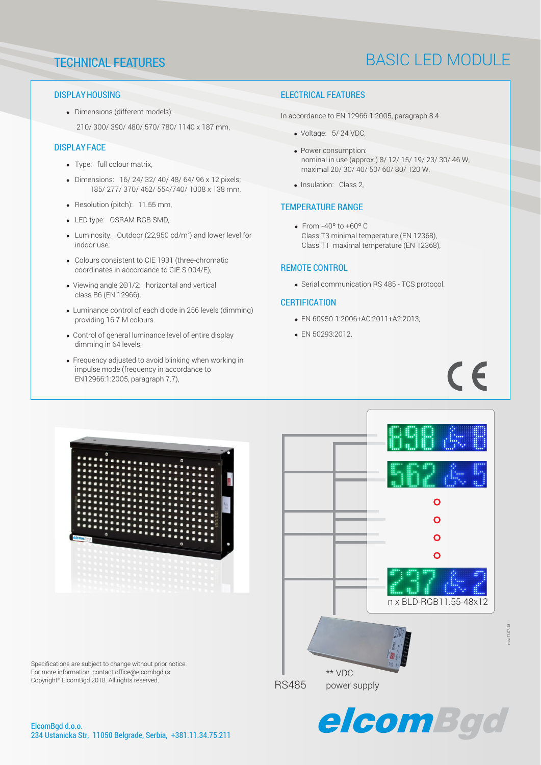# BASIC LED MODULE

## TECHNICAL FEATURES

### DISPLAY HOUSING

- Dimensions (different models):
  210/ 300/ 390/ 480/ 570/ 780/ 1140 x 187 mm,

### DISPLAY FACE

- Type: full colour matrix,
- Dimensions: 16/ 24/ 32/ 40/ 48/ 64/ 96 x 12 pixels;
  185/ 277/ 370/ 462/ 554/740/ 1008 x 138 mm,
- Resolution (pitch): 11.55 mm,
- LED type: OSRAM RGB SMD,
- Luminosity: Outdoor (22,950 cd/m$^2$) and lower level for indoor use,
- Colours consistent to CIE 1931 (three-chromatic coordinates in accordance to CIE S 004/E),
- Viewing angle 2Θ1/2: horizontal and vertical class B6 (EN 12966),
- Luminance control of each diode in 256 levels (dimming) providing 16.7 M colours.
- Control of general luminance level of entire display dimming in 64 levels,
- Frequency adjusted to avoid blinking when working in impulse mode (frequency in accordance to EN12966:1:2005, paragraph 7.7),

### ELECTRICAL FEATURES

In accordance to EN 12966-1:2005, paragraph 8.4

- Voltage: 5/ 24 VDC,
- Power consumption:
  nominal in use (approx.) 8/ 12/ 15/ 19/ 23/ 30/ 46 W,
  maximal 20/ 30/ 40/ 50/ 60/ 80/ 120 W,
- Insulation: Class 2,

### TEMPERATURE RANGE

- From -40° to +60° C
  Class T3 minimal temperature (EN 12368),
  Class T1 maximal temperature (EN 12368),

### REMOTE CONTROL

- Serial communication RS 485 - TCS protocol.

### CERTIFICATION

- EN 60950-1:2006+AC:2011+A2:2013,
- EN 50293:2012,

CE

n x BLD-RGB11.55-48x12

RS485

** VDC
power supply

Specifications are subject to change without prior notice.
For more information contact office@elcombgd.rs
Copyright© ElcomBgd 2018. All rights reserved.

ElcomBgd d.o.o.
234 Ustanicka Str, 11050 Belgrade, Serbia, +381.11.34.75.211